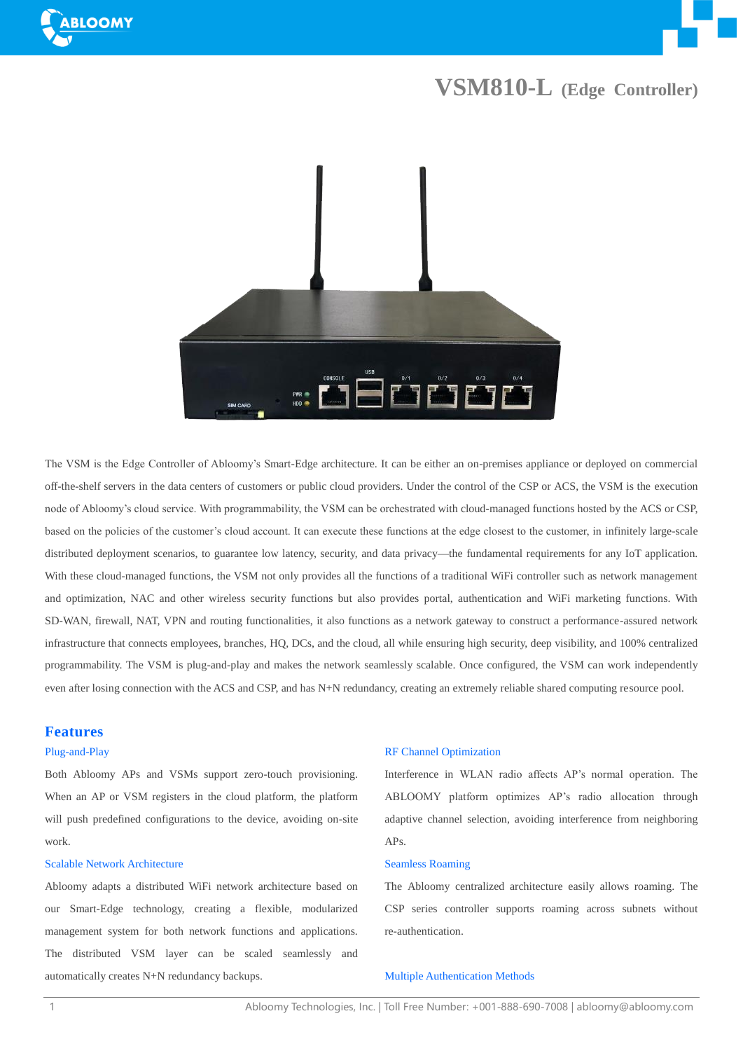# VSM810-L (Edge Controller)

The VSM is the Edge Controller of Abloomy's Smart-Edge architecture. It can be either an on-premises appliance or deployed on commercial off-the-shelf servers in the data centers of customers or public cloud providers. Under the control of the CSP or ACS, the VSM is the execution node of Abloomy's cloud service. With programmability, the VSM can be orchestrated with cloud-managed functions hosted by the ACS or CSP, based on the policies of the customer's cloud account. It can execute these functions at the edge closest to the customer, in infinitely large-scale distributed deployment scenarios, to guarantee low latency, security, and data privacy—the fundamental requirements for any IoT application. With these cloud-managed functions, the VSM not only provides all the functions of a traditional WiFi controller such as network management and optimization, NAC and other wireless security functions but also provides portal, authentication and WiFi marketing functions. With SD-WAN, firewall, NAT, VPN and routing functionalities, it also functions as a network gateway to construct a performance-assured network infrastructure that connects employees, branches, HQ, DCs, and the cloud, all while ensuring high security, deep visibility, and 100% centralized programmability. The VSM is plug-and-play and makes the network seamlessly scalable. Once configured, the VSM can work independently even after losing connection with the ACS and CSP, and has N+N redundancy, creating an extremely reliable shared computing resource pool.

## Features

### Plug-and-Play

Both Abloomy APs and VSMs support zero-touch provisioning. When an AP or VSM registers in the cloud platform, the platform will push predefined configurations to the device, avoiding on-site work.

### Scalable Network Architecture

Abloomy adapts a distributed WiFi network architecture based on our Smart-Edge technology, creating a flexible, modularized management system for both network functions and applications. The distributed VSM layer can be scaled seamlessly and automatically creates N+N redundancy backups.

### RF Channel Optimization

Interference in WLAN radio affects AP's normal operation. The ABLOOMY platform optimizes AP's radio allocation through adaptive channel selection, avoiding interference from neighboring APs.

### Seamless Roaming

The Abloomy centralized architecture easily allows roaming. The CSP series controller supports roaming across subnets without re-authentication.

### Multiple Authentication Methods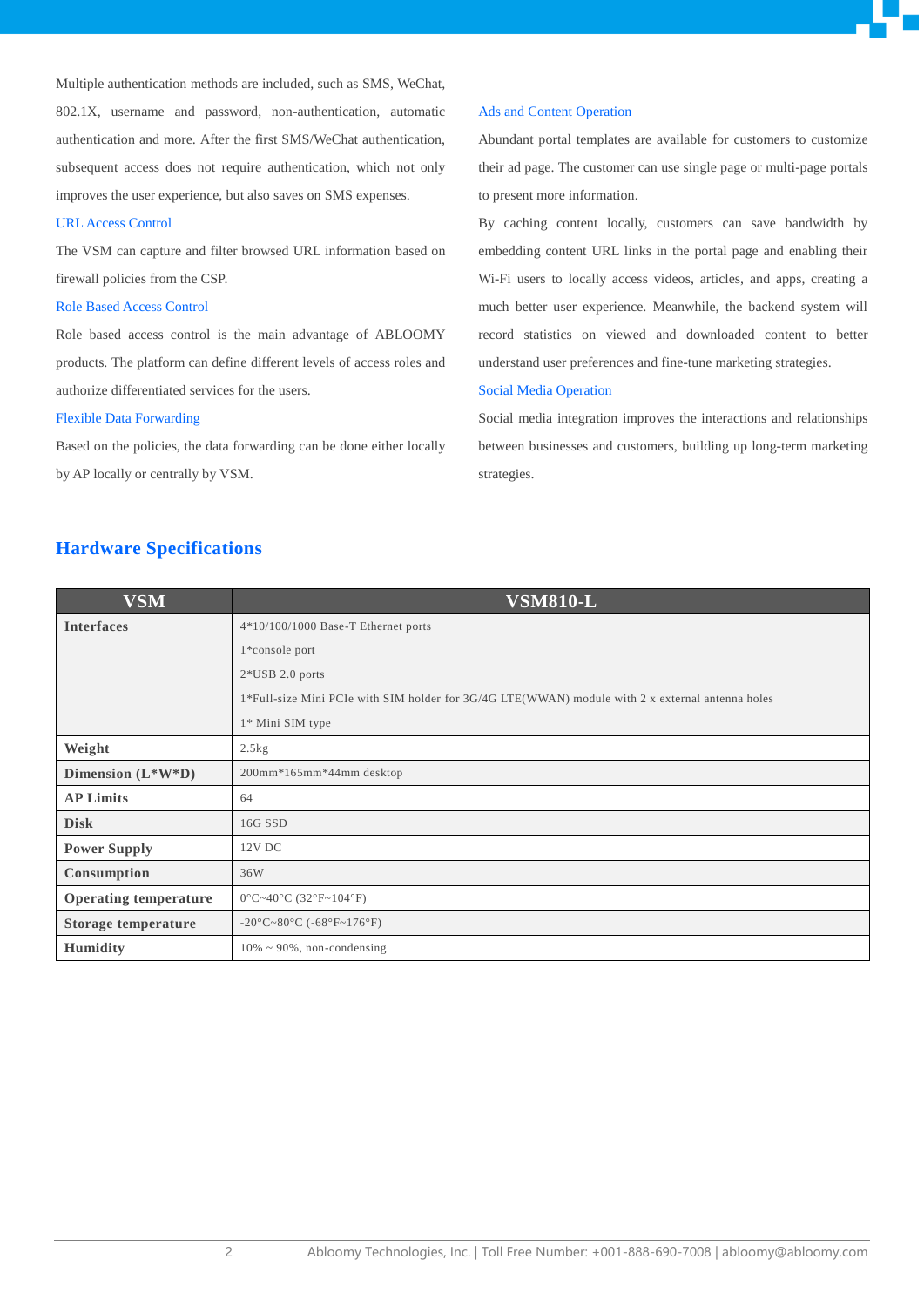Multiple authentication methods are included, such as SMS, WeChat, 802.1X, username and password, non-authentication, automatic authentication and more. After the first SMS/WeChat authentication, subsequent access does not require authentication, which not only improves the user experience, but also saves on SMS expenses.

### URL Access Control

The VSM can capture and filter browsed URL information based on firewall policies from the CSP.

### Role Based Access Control

Role based access control is the main advantage of ABLOOMY products. The platform can define different levels of access roles and authorize differentiated services for the users.

### Flexible Data Forwarding

Based on the policies, the data forwarding can be done either locally by AP locally or centrally by VSM.

### Ads and Content Operation

Abundant portal templates are available for customers to customize their ad page. The customer can use single page or multi-page portals to present more information.

By caching content locally, customers can save bandwidth by embedding content URL links in the portal page and enabling their Wi-Fi users to locally access videos, articles, and apps, creating a much better user experience. Meanwhile, the backend system will record statistics on viewed and downloaded content to better understand user preferences and fine-tune marketing strategies.

### Social Media Operation

Social media integration improves the interactions and relationships between businesses and customers, building up long-term marketing strategies.

## Hardware Specifications

| VSM | VSM810-L |
| --- | --- |
| **Interfaces** | 4*10/100/1000 Base-T Ethernet ports<br>1*console port<br>2*USB 2.0 ports<br>1*Full-size Mini PCIe with SIM holder for 3G/4G LTE(WWAN) module with 2 x external antenna holes<br>1* Mini SIM type |
| **Weight** | 2.5kg |
| **Dimension (L*W*D)** | 200mm*165mm*44mm desktop |
| **AP Limits** | 64 |
| **Disk** | 16G SSD |
| **Power Supply** | 12V DC |
| **Consumption** | 36W |
| **Operating temperature** | 0°C~40°C (32°F~104°F) |
| **Storage temperature** | -20°C~80°C (-68°F~176°F) |
| **Humidity** | 10% ~ 90%, non-condensing |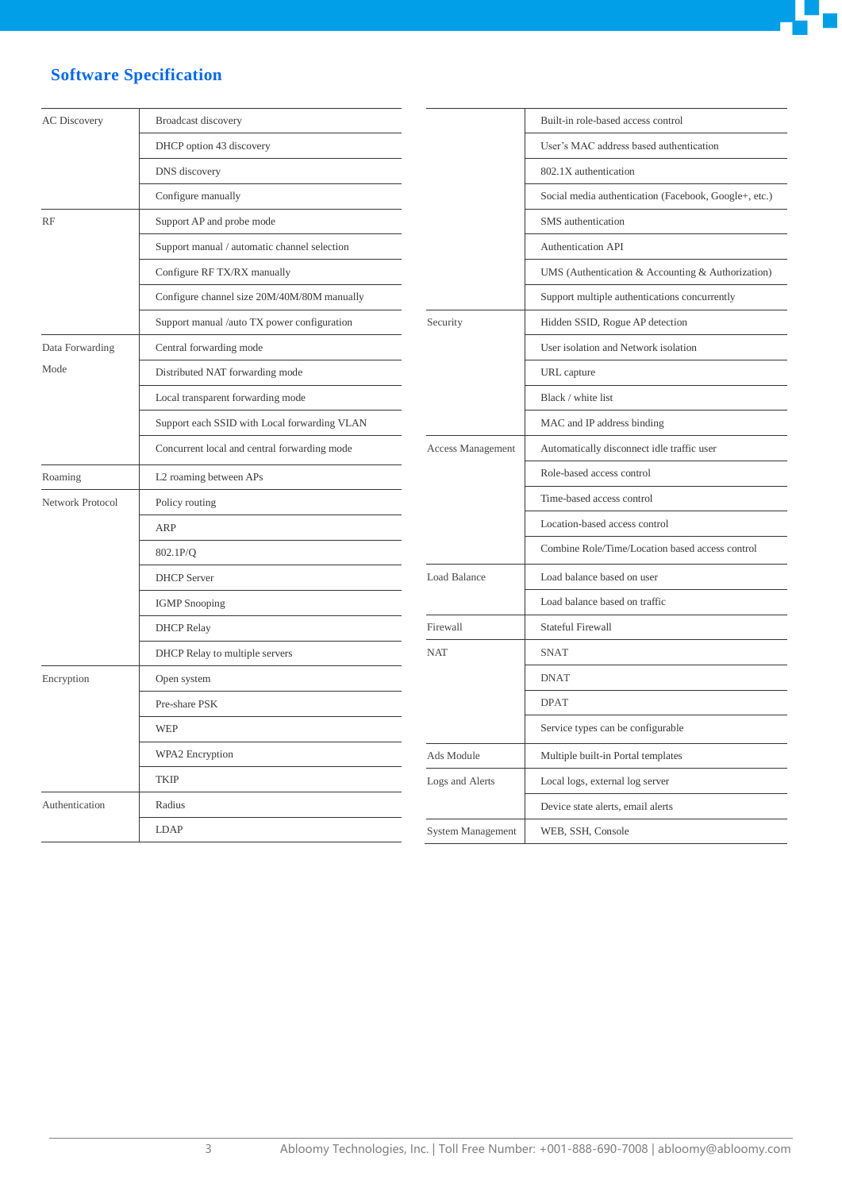## Software Specification

| | |
|---|---|
| AC Discovery | Broadcast discovery |
| | DHCP option 43 discovery |
| | DNS discovery |
| | Configure manually |
| RF | Support AP and probe mode |
| | Support manual / automatic channel selection |
| | Configure RF TX/RX manually |
| | Configure channel size 20M/40M/80M manually |
| | Support manual /auto TX power configuration |
| Data Forwarding Mode | Central forwarding mode |
| | Distributed NAT forwarding mode |
| | Local transparent forwarding mode |
| | Support each SSID with Local forwarding VLAN |
| | Concurrent local and central forwarding mode |
| Roaming | L2 roaming between APs |
| Network Protocol | Policy routing |
| | ARP |
| | 802.1P/Q |
| | DHCP Server |
| | IGMP Snooping |
| | DHCP Relay |
| | DHCP Relay to multiple servers |
| Encryption | Open system |
| | Pre-share PSK |
| | WEP |
| | WPA2 Encryption |
| | TKIP |
| Authentication | Radius |
| | LDAP |
| | Built-in role-based access control |
| | User's MAC address based authentication |
| | 802.1X authentication |
| | Social media authentication (Facebook, Google+, etc.) |
| | SMS authentication |
| | Authentication API |
| | UMS (Authentication & Accounting & Authorization) |
| | Support multiple authentications concurrently |
| Security | Hidden SSID, Rogue AP detection |
| | User isolation and Network isolation |
| | URL capture |
| | Black / white list |
| | MAC and IP address binding |
| Access Management | Automatically disconnect idle traffic user |
| | Role-based access control |
| | Time-based access control |
| | Location-based access control |
| | Combine Role/Time/Location based access control |
| Load Balance | Load balance based on user |
| | Load balance based on traffic |
| Firewall | Stateful Firewall |
| NAT | SNAT |
| | DNAT |
| | DPAT |
| | Service types can be configurable |
| Ads Module | Multiple built-in Portal templates |
| Logs and Alerts | Local logs, external log server |
| | Device state alerts, email alerts |
| System Management | WEB, SSH, Console |